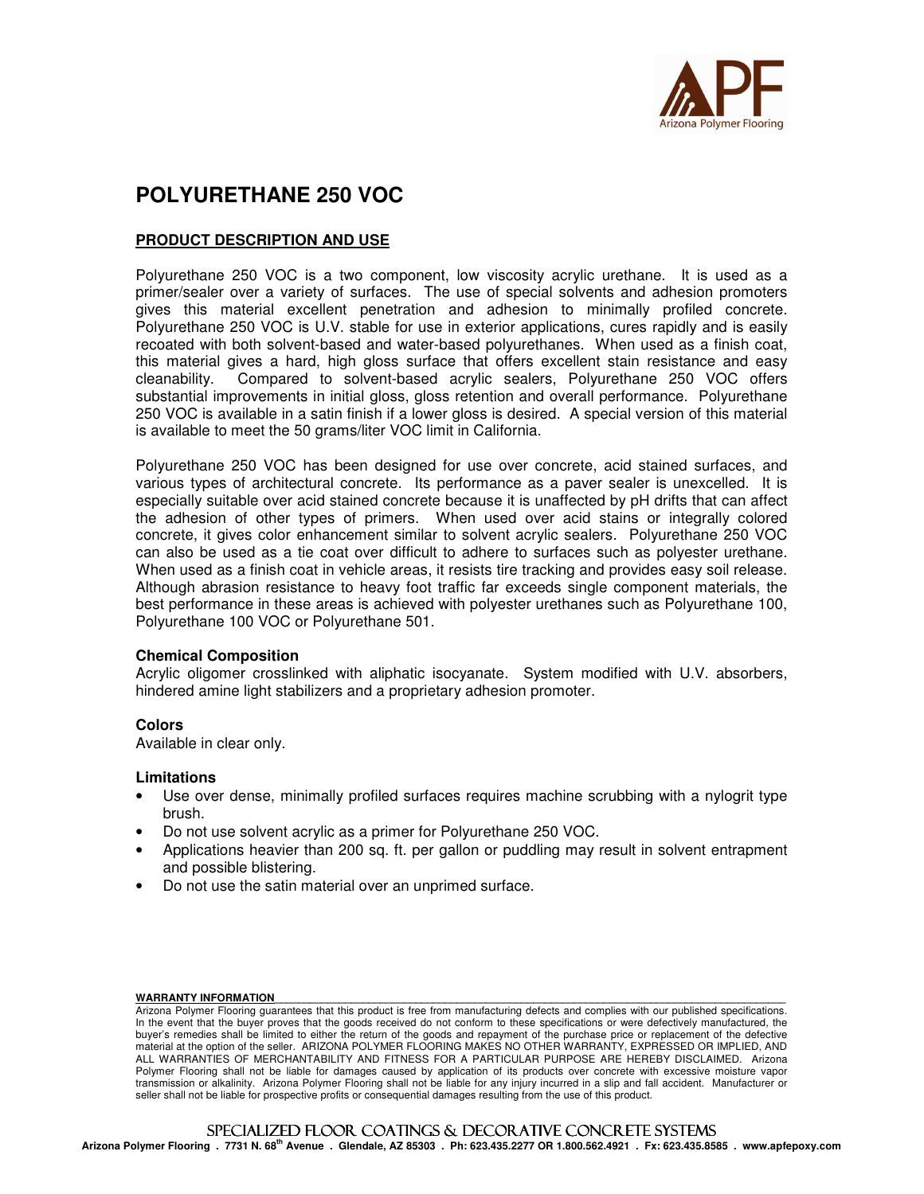# POLYURETHANE 250 VOC

## PRODUCT DESCRIPTION AND USE

Polyurethane 250 VOC is a two component, low viscosity acrylic urethane. It is used as a primer/sealer over a variety of surfaces. The use of special solvents and adhesion promoters gives this material excellent penetration and adhesion to minimally profiled concrete. Polyurethane 250 VOC is U.V. stable for use in exterior applications, cures rapidly and is easily recoated with both solvent-based and water-based polyurethanes. When used as a finish coat, this material gives a hard, high gloss surface that offers excellent stain resistance and easy cleanability. Compared to solvent-based acrylic sealers, Polyurethane 250 VOC offers substantial improvements in initial gloss, gloss retention and overall performance. Polyurethane 250 VOC is available in a satin finish if a lower gloss is desired. A special version of this material is available to meet the 50 grams/liter VOC limit in California.

Polyurethane 250 VOC has been designed for use over concrete, acid stained surfaces, and various types of architectural concrete. Its performance as a paver sealer is unexcelled. It is especially suitable over acid stained concrete because it is unaffected by pH drifts that can affect the adhesion of other types of primers. When used over acid stains or integrally colored concrete, it gives color enhancement similar to solvent acrylic sealers. Polyurethane 250 VOC can also be used as a tie coat over difficult to adhere to surfaces such as polyester urethane. When used as a finish coat in vehicle areas, it resists tire tracking and provides easy soil release. Although abrasion resistance to heavy foot traffic far exceeds single component materials, the best performance in these areas is achieved with polyester urethanes such as Polyurethane 100, Polyurethane 100 VOC or Polyurethane 501.

### Chemical Composition

Acrylic oligomer crosslinked with aliphatic isocyanate. System modified with U.V. absorbers, hindered amine light stabilizers and a proprietary adhesion promoter.

### Colors

Available in clear only.

### Limitations

- Use over dense, minimally profiled surfaces requires machine scrubbing with a nylogrit type brush.
- Do not use solvent acrylic as a primer for Polyurethane 250 VOC.
- Applications heavier than 200 sq. ft. per gallon or puddling may result in solvent entrapment and possible blistering.
- Do not use the satin material over an unprimed surface.

**WARRANTY INFORMATION**

Arizona Polymer Flooring guarantees that this product is free from manufacturing defects and complies with our published specifications. In the event that the buyer proves that the goods received do not conform to these specifications or were defectively manufactured, the buyer's remedies shall be limited to either the return of the goods and repayment of the purchase price or replacement of the defective material at the option of the seller. ARIZONA POLYMER FLOORING MAKES NO OTHER WARRANTY, EXPRESSED OR IMPLIED, AND ALL WARRANTIES OF MERCHANTABILITY AND FITNESS FOR A PARTICULAR PURPOSE ARE HEREBY DISCLAIMED. Arizona Polymer Flooring shall not be liable for damages caused by application of its products over concrete with excessive moisture vapor transmission or alkalinity. Arizona Polymer Flooring shall not be liable for any injury incurred in a slip and fall accident. Manufacturer or seller shall not be liable for prospective profits or consequential damages resulting from the use of this product.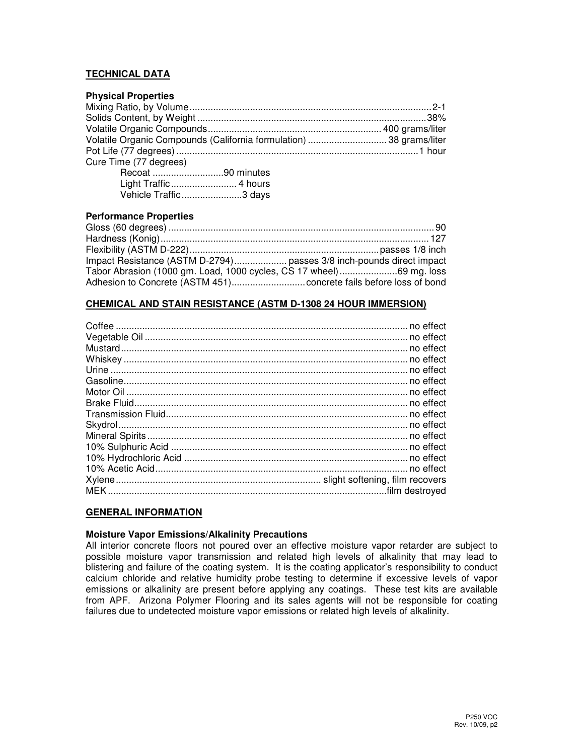## TECHNICAL DATA

### Physical Properties

| Property | Value |
|---|---|
| Mixing Ratio, by Volume | 2-1 |
| Solids Content, by Weight | 38% |
| Volatile Organic Compounds | 400 grams/liter |
| Volatile Organic Compounds (California formulation) | 38 grams/liter |
| Pot Life (77 degrees) | 1 hour |

Cure Time (77 degrees)

| Stage | Time |
|---|---|
| Recoat | 90 minutes |
| Light Traffic | 4 hours |
| Vehicle Traffic | 3 days |

### Performance Properties

| Property | Value |
|---|---|
| Gloss (60 degrees) | 90 |
| Hardness (Konig) | 127 |
| Flexibility (ASTM D-222) | passes 1/8 inch |
| Impact Resistance (ASTM D-2794) | passes 3/8 inch-pounds direct impact |
| Tabor Abrasion (1000 gm. Load, 1000 cycles, CS 17 wheel) | 69 mg. loss |
| Adhesion to Concrete (ASTM 451) | concrete fails before loss of bond |

## CHEMICAL AND STAIN RESISTANCE (ASTM D-1308 24 HOUR IMMERSION)

| Substance | Result |
|---|---|
| Coffee | no effect |
| Vegetable Oil | no effect |
| Mustard | no effect |
| Whiskey | no effect |
| Urine | no effect |
| Gasoline | no effect |
| Motor Oil | no effect |
| Brake Fluid | no effect |
| Transmission Fluid | no effect |
| Skydrol | no effect |
| Mineral Spirits | no effect |
| 10% Sulphuric Acid | no effect |
| 10% Hydrochloric Acid | no effect |
| 10% Acetic Acid | no effect |
| Xylene | slight softening, film recovers |
| MEK | film destroyed |

## GENERAL INFORMATION

### Moisture Vapor Emissions/Alkalinity Precautions

All interior concrete floors not poured over an effective moisture vapor retarder are subject to possible moisture vapor transmission and related high levels of alkalinity that may lead to blistering and failure of the coating system. It is the coating applicator's responsibility to conduct calcium chloride and relative humidity probe testing to determine if excessive levels of vapor emissions or alkalinity are present before applying any coatings. These test kits are available from APF. Arizona Polymer Flooring and its sales agents will not be responsible for coating failures due to undetected moisture vapor emissions or related high levels of alkalinity.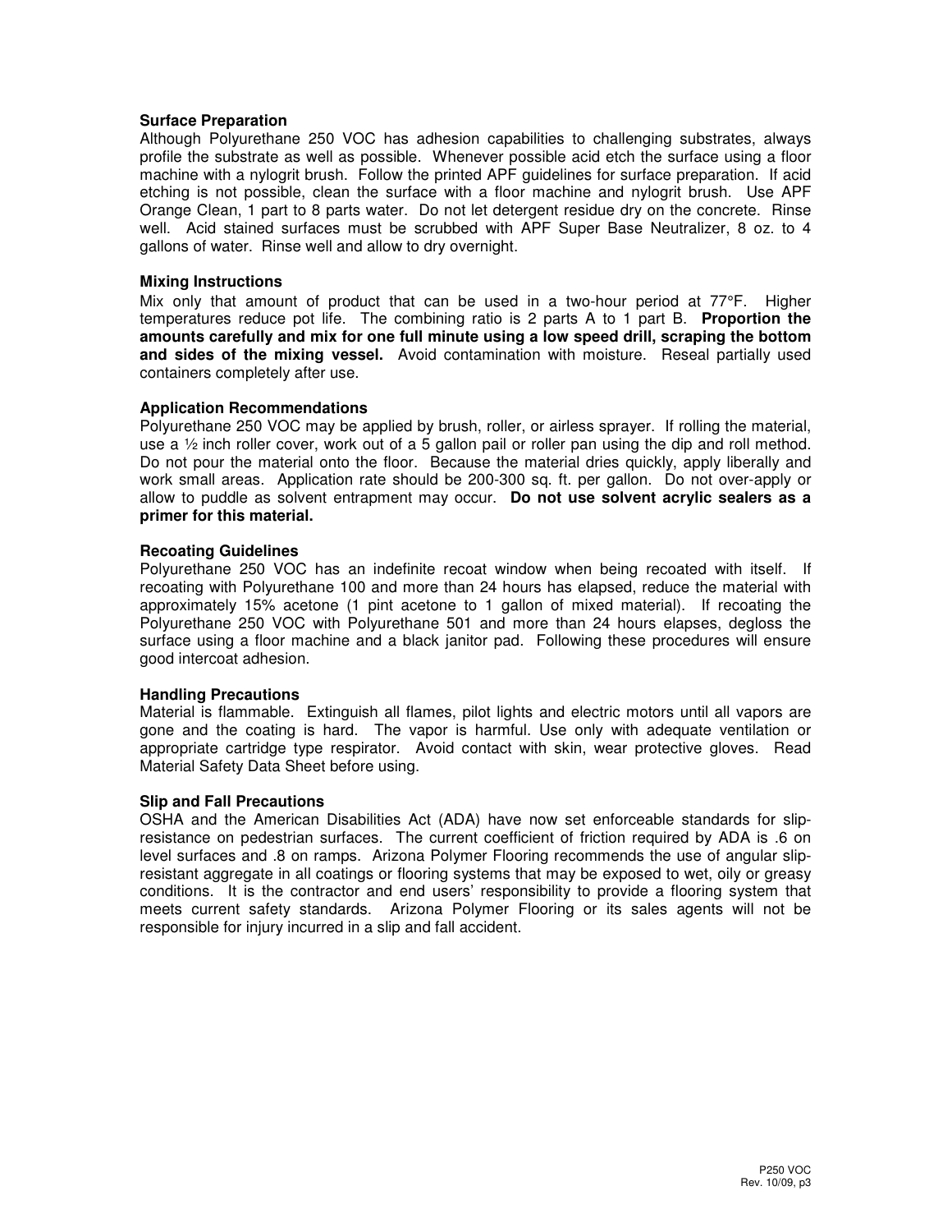**Surface Preparation**
Although Polyurethane 250 VOC has adhesion capabilities to challenging substrates, always profile the substrate as well as possible. Whenever possible acid etch the surface using a floor machine with a nylogrit brush. Follow the printed APF guidelines for surface preparation. If acid etching is not possible, clean the surface with a floor machine and nylogrit brush. Use APF Orange Clean, 1 part to 8 parts water. Do not let detergent residue dry on the concrete. Rinse well. Acid stained surfaces must be scrubbed with APF Super Base Neutralizer, 8 oz. to 4 gallons of water. Rinse well and allow to dry overnight.

**Mixing Instructions**
Mix only that amount of product that can be used in a two-hour period at 77°F. Higher temperatures reduce pot life. The combining ratio is 2 parts A to 1 part B. **Proportion the amounts carefully and mix for one full minute using a low speed drill, scraping the bottom and sides of the mixing vessel.** Avoid contamination with moisture. Reseal partially used containers completely after use.

**Application Recommendations**
Polyurethane 250 VOC may be applied by brush, roller, or airless sprayer. If rolling the material, use a ½ inch roller cover, work out of a 5 gallon pail or roller pan using the dip and roll method. Do not pour the material onto the floor. Because the material dries quickly, apply liberally and work small areas. Application rate should be 200-300 sq. ft. per gallon. Do not over-apply or allow to puddle as solvent entrapment may occur. **Do not use solvent acrylic sealers as a primer for this material.**

**Recoating Guidelines**
Polyurethane 250 VOC has an indefinite recoat window when being recoated with itself. If recoating with Polyurethane 100 and more than 24 hours has elapsed, reduce the material with approximately 15% acetone (1 pint acetone to 1 gallon of mixed material). If recoating the Polyurethane 250 VOC with Polyurethane 501 and more than 24 hours elapses, degloss the surface using a floor machine and a black janitor pad. Following these procedures will ensure good intercoat adhesion.

**Handling Precautions**
Material is flammable. Extinguish all flames, pilot lights and electric motors until all vapors are gone and the coating is hard. The vapor is harmful. Use only with adequate ventilation or appropriate cartridge type respirator. Avoid contact with skin, wear protective gloves. Read Material Safety Data Sheet before using.

**Slip and Fall Precautions**
OSHA and the American Disabilities Act (ADA) have now set enforceable standards for slip-resistance on pedestrian surfaces. The current coefficient of friction required by ADA is .6 on level surfaces and .8 on ramps. Arizona Polymer Flooring recommends the use of angular slip-resistant aggregate in all coatings or flooring systems that may be exposed to wet, oily or greasy conditions. It is the contractor and end users' responsibility to provide a flooring system that meets current safety standards. Arizona Polymer Flooring or its sales agents will not be responsible for injury incurred in a slip and fall accident.